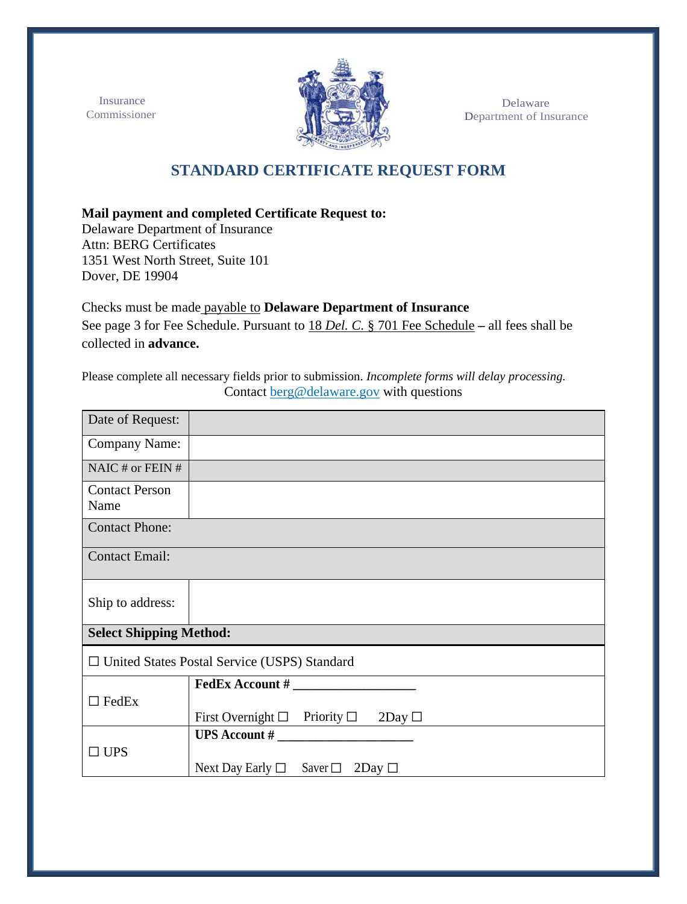Insurance Commissioner

Delaware Department of Insurance

# STANDARD CERTIFICATE REQUEST FORM

**Mail payment and completed Certificate Request to:**
Delaware Department of Insurance
Attn: BERG Certificates
1351 West North Street, Suite 101
Dover, DE 19904

Checks must be made payable to **Delaware Department of Insurance**
See page 3 for Fee Schedule. Pursuant to 18 *Del. C.* § 701 Fee Schedule **–** all fees shall be collected in **advance.**

Please complete all necessary fields prior to submission. *Incomplete forms will delay processing.*
Contact berg@delaware.gov with questions

| | |
|---|---|
| Date of Request: | |
| Company Name: | |
| NAIC # or FEIN # | |
| Contact Person Name | |
| Contact Phone: | |
| Contact Email: | |
| Ship to address: | |
| **Select Shipping Method:** | |
| ☐ United States Postal Service (USPS) Standard | |
| ☐ FedEx | **FedEx Account # ___________________**<br>First Overnight ☐ Priority ☐ 2Day ☐ |
| ☐ UPS | **UPS Account # ______________________**<br>Next Day Early ☐ Saver ☐ 2Day ☐ |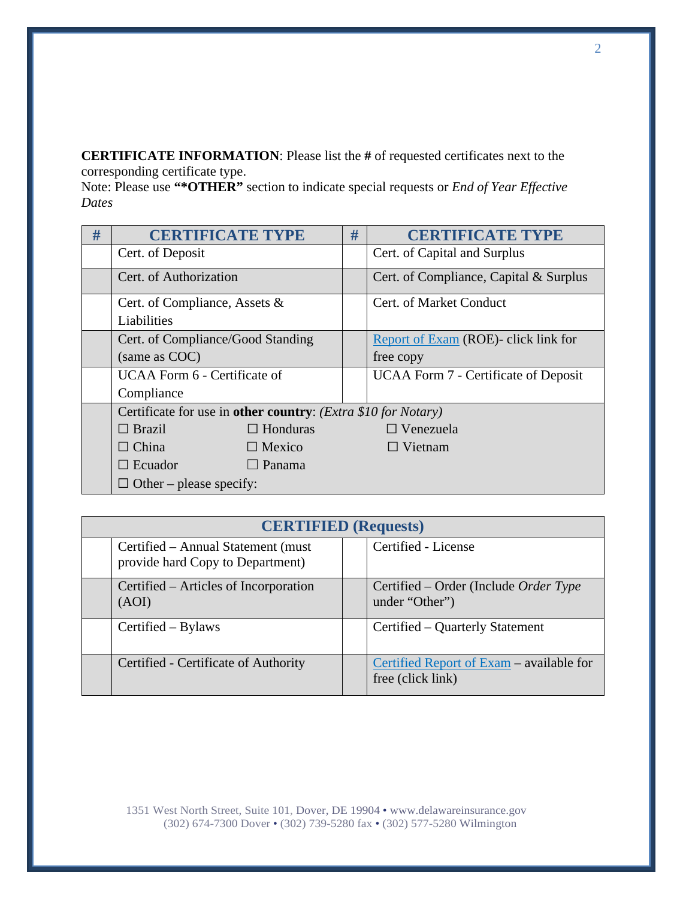**CERTIFICATE INFORMATION**: Please list the **#** of requested certificates next to the corresponding certificate type.
Note: Please use **"*OTHER"** section to indicate special requests or *End of Year Effective Dates*

| # | CERTIFICATE TYPE | # | CERTIFICATE TYPE |
|---|---|---|---|
| | Cert. of Deposit | | Cert. of Capital and Surplus |
| | Cert. of Authorization | | Cert. of Compliance, Capital & Surplus |
| | Cert. of Compliance, Assets & Liabilities | | Cert. of Market Conduct |
| | Cert. of Compliance/Good Standing (same as COC) | | Report of Exam (ROE)- click link for free copy |
| | UCAA Form 6 - Certificate of Compliance | | UCAA Form 7 - Certificate of Deposit |
| | Certificate for use in **other country**: *(Extra $10 for Notary)* ☐ Brazil ☐ Honduras ☐ Venezuela ☐ China ☐ Mexico ☐ Vietnam ☐ Ecuador ☐ Panama ☐ Other – please specify: | | |

| CERTIFIED (Requests) | | | |
|---|---|---|---|
| | Certified – Annual Statement (must provide hard Copy to Department) | | Certified - License |
| | Certified – Articles of Incorporation (AOI) | | Certified – Order (Include *Order Type* under "Other") |
| | Certified – Bylaws | | Certified – Quarterly Statement |
| | Certified - Certificate of Authority | | Certified Report of Exam – available for free (click link) |

1351 West North Street, Suite 101, Dover, DE 19904 • www.delawareinsurance.gov
(302) 674-7300 Dover • (302) 739-5280 fax • (302) 577-5280 Wilmington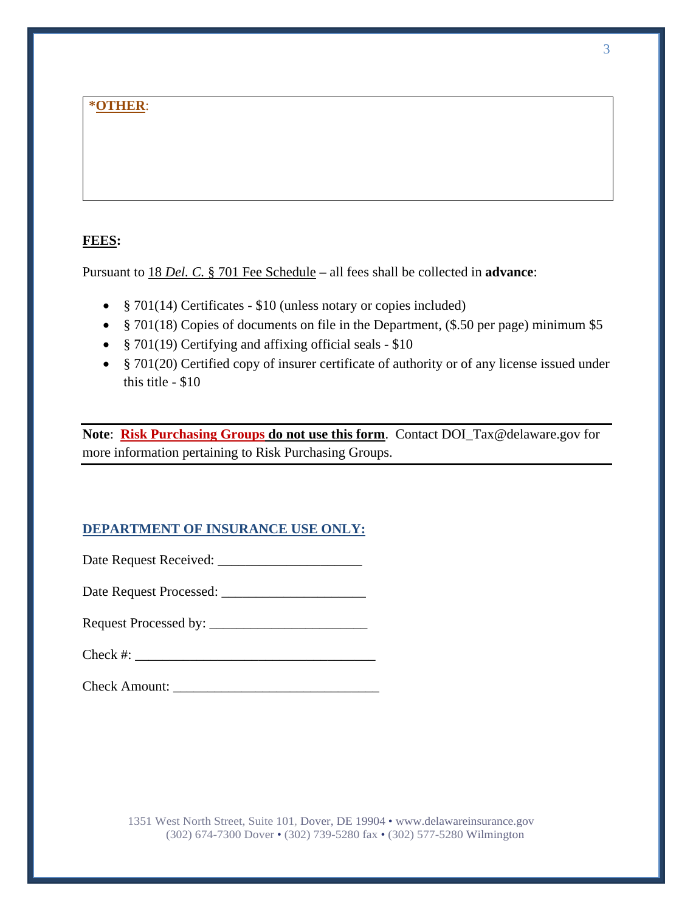***OTHER**:

**FEES:**

Pursuant to 18 *Del. C.* § 701 Fee Schedule **–** all fees shall be collected in **advance**:

- § 701(14) Certificates - $10 (unless notary or copies included)
- § 701(18) Copies of documents on file in the Department, ($.50 per page) minimum $5
- § 701(19) Certifying and affixing official seals - $10
- § 701(20) Certified copy of insurer certificate of authority or of any license issued under this title - $10

**Note**: **Risk Purchasing Groups do not use this form**. Contact DOI_Tax@delaware.gov for more information pertaining to Risk Purchasing Groups.

**DEPARTMENT OF INSURANCE USE ONLY:**

Date Request Received: _____________________

Date Request Processed: _____________________

Request Processed by: _______________________

Check #: ___________________________________

Check Amount: ______________________________

1351 West North Street, Suite 101, Dover, DE 19904 • www.delawareinsurance.gov
(302) 674-7300 Dover • (302) 739-5280 fax • (302) 577-5280 Wilmington